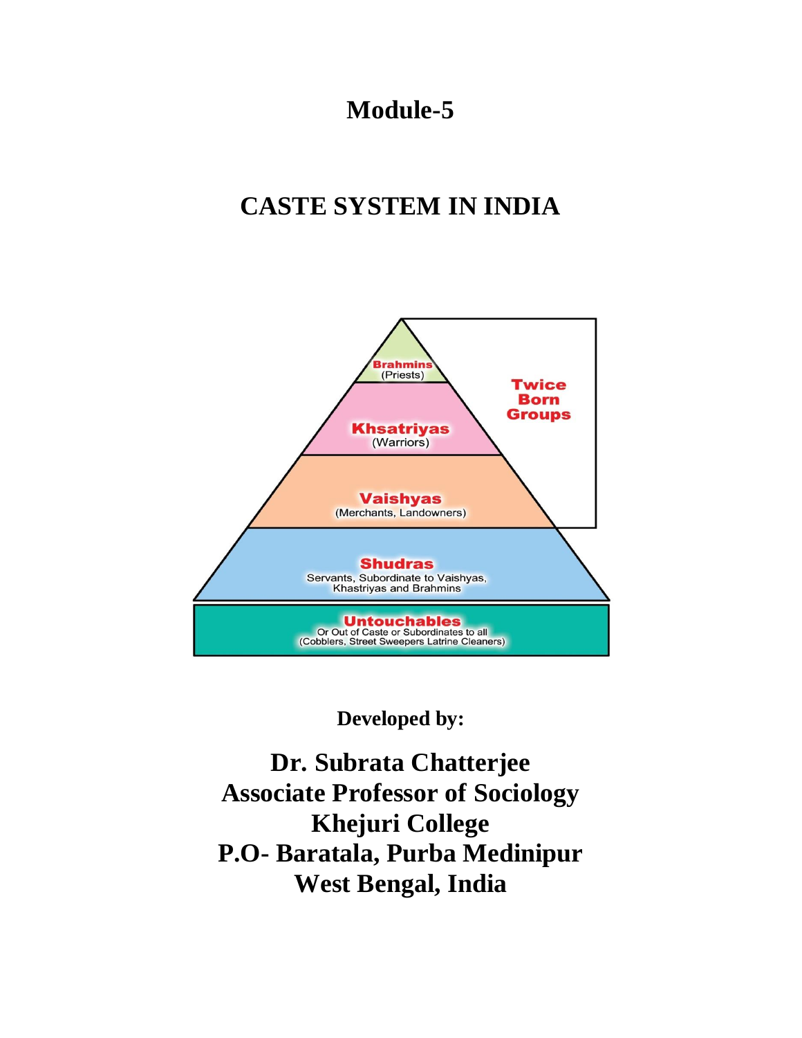# Module-5

## CASTE SYSTEM IN INDIA

Brahmins
(Priests)

Khsatriyas
(Warriors)

Vaishyas
(Merchants, Landowners)

Twice Born Groups

Shudras
Servants, Subordinate to Vaishyas, Khastriyas and Brahmins

Untouchables
Or Out of Caste or Subordinates to all
(Cobblers, Street Sweepers Latrine Cleaners)

**Developed by:**

**Dr. Subrata Chatterjee**
**Associate Professor of Sociology**
**Khejuri College**
**P.O- Baratala, Purba Medinipur**
**West Bengal, India**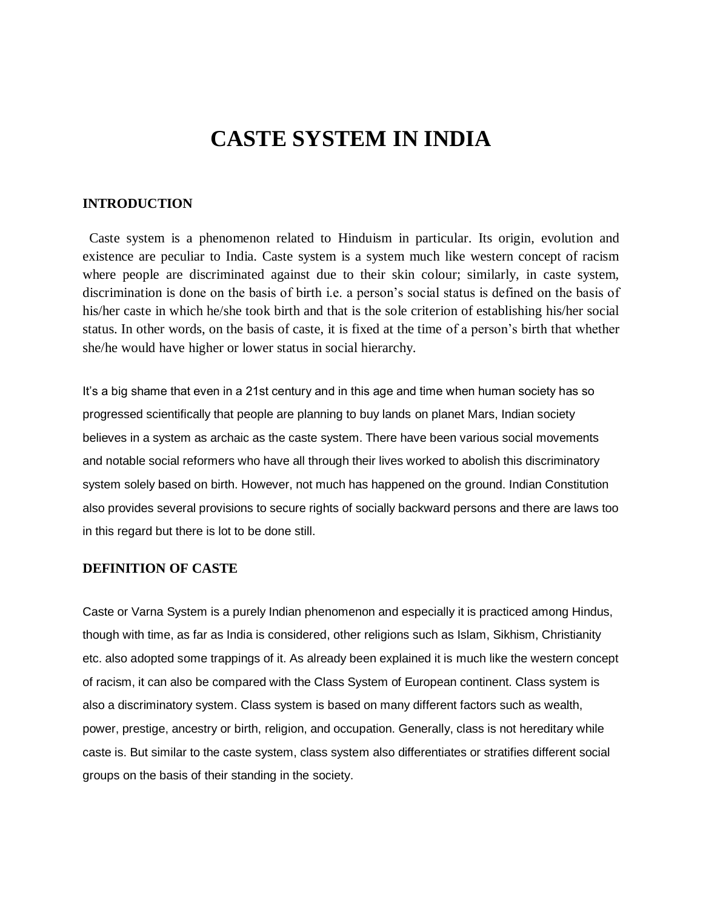# CASTE SYSTEM IN INDIA

## INTRODUCTION

Caste system is a phenomenon related to Hinduism in particular. Its origin, evolution and existence are peculiar to India. Caste system is a system much like western concept of racism where people are discriminated against due to their skin colour; similarly, in caste system, discrimination is done on the basis of birth i.e. a person's social status is defined on the basis of his/her caste in which he/she took birth and that is the sole criterion of establishing his/her social status. In other words, on the basis of caste, it is fixed at the time of a person's birth that whether she/he would have higher or lower status in social hierarchy.

It's a big shame that even in a 21st century and in this age and time when human society has so progressed scientifically that people are planning to buy lands on planet Mars, Indian society believes in a system as archaic as the caste system. There have been various social movements and notable social reformers who have all through their lives worked to abolish this discriminatory system solely based on birth. However, not much has happened on the ground. Indian Constitution also provides several provisions to secure rights of socially backward persons and there are laws too in this regard but there is lot to be done still.

## DEFINITION OF CASTE

Caste or Varna System is a purely Indian phenomenon and especially it is practiced among Hindus, though with time, as far as India is considered, other religions such as Islam, Sikhism, Christianity etc. also adopted some trappings of it. As already been explained it is much like the western concept of racism, it can also be compared with the Class System of European continent. Class system is also a discriminatory system. Class system is based on many different factors such as wealth, power, prestige, ancestry or birth, religion, and occupation. Generally, class is not hereditary while caste is. But similar to the caste system, class system also differentiates or stratifies different social groups on the basis of their standing in the society.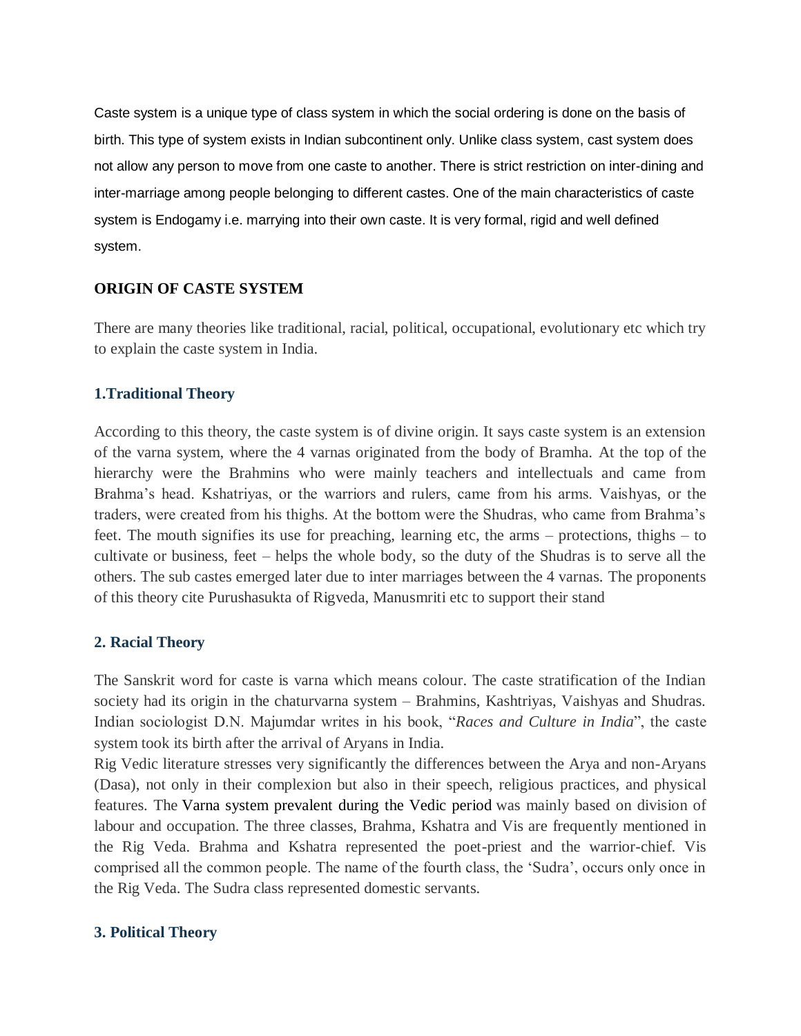Caste system is a unique type of class system in which the social ordering is done on the basis of birth. This type of system exists in Indian subcontinent only. Unlike class system, cast system does not allow any person to move from one caste to another. There is strict restriction on inter-dining and inter-marriage among people belonging to different castes. One of the main characteristics of caste system is Endogamy i.e. marrying into their own caste. It is very formal, rigid and well defined system.

## ORIGIN OF CASTE SYSTEM

There are many theories like traditional, racial, political, occupational, evolutionary etc which try to explain the caste system in India.

### 1.Traditional Theory

According to this theory, the caste system is of divine origin. It says caste system is an extension of the varna system, where the 4 varnas originated from the body of Bramha. At the top of the hierarchy were the Brahmins who were mainly teachers and intellectuals and came from Brahma's head. Kshatriyas, or the warriors and rulers, came from his arms. Vaishyas, or the traders, were created from his thighs. At the bottom were the Shudras, who came from Brahma's feet. The mouth signifies its use for preaching, learning etc, the arms – protections, thighs – to cultivate or business, feet – helps the whole body, so the duty of the Shudras is to serve all the others. The sub castes emerged later due to inter marriages between the 4 varnas. The proponents of this theory cite Purushasukta of Rigveda, Manusmriti etc to support their stand

### 2. Racial Theory

The Sanskrit word for caste is varna which means colour. The caste stratification of the Indian society had its origin in the chaturvarna system – Brahmins, Kashtriyas, Vaishyas and Shudras. Indian sociologist D.N. Majumdar writes in his book, "*Races and Culture in India*", the caste system took its birth after the arrival of Aryans in India.

Rig Vedic literature stresses very significantly the differences between the Arya and non-Aryans (Dasa), not only in their complexion but also in their speech, religious practices, and physical features. The Varna system prevalent during the Vedic period was mainly based on division of labour and occupation. The three classes, Brahma, Kshatra and Vis are frequently mentioned in the Rig Veda. Brahma and Kshatra represented the poet-priest and the warrior-chief. Vis comprised all the common people. The name of the fourth class, the 'Sudra', occurs only once in the Rig Veda. The Sudra class represented domestic servants.

### 3. Political Theory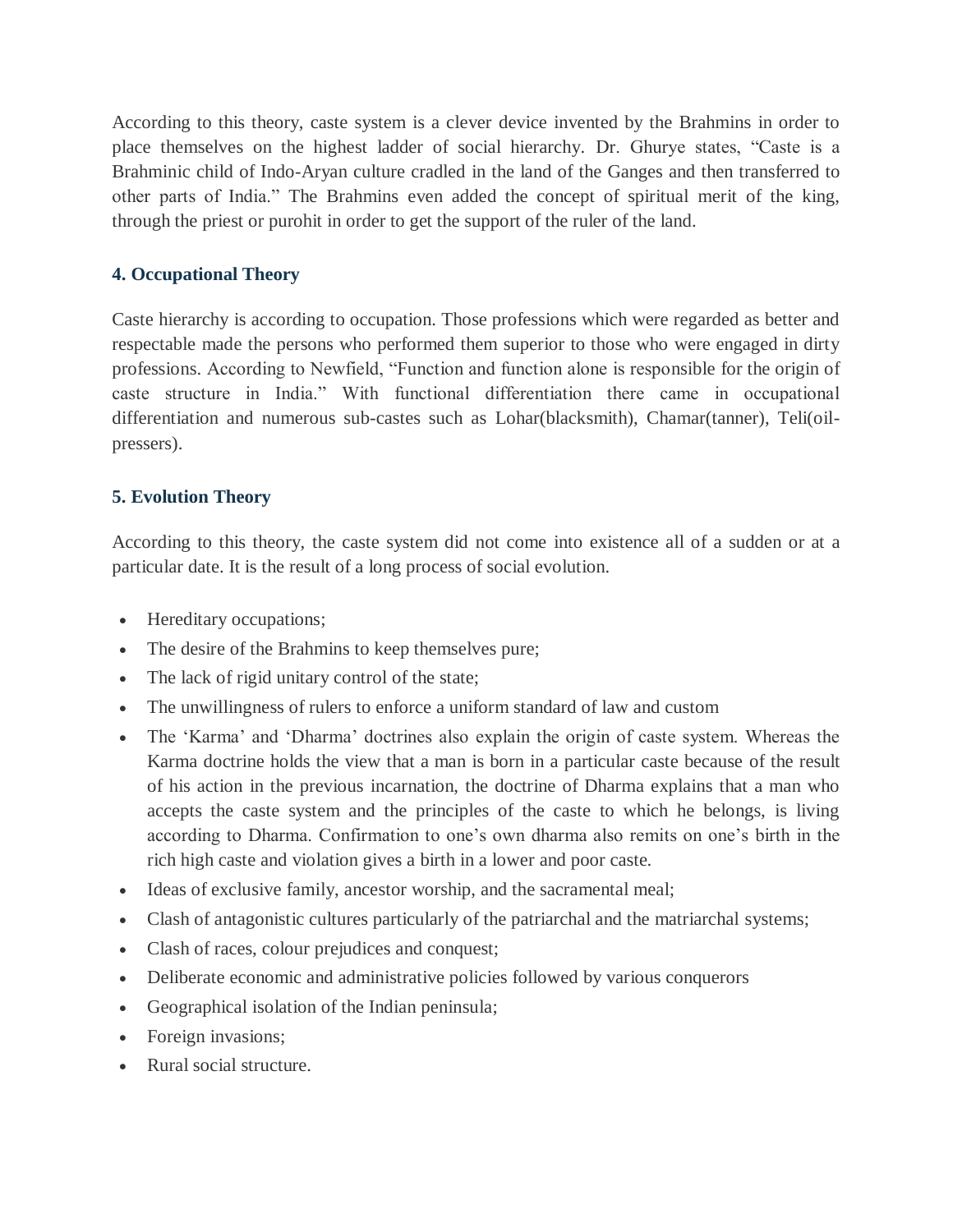According to this theory, caste system is a clever device invented by the Brahmins in order to place themselves on the highest ladder of social hierarchy. Dr. Ghurye states, "Caste is a Brahminic child of Indo-Aryan culture cradled in the land of the Ganges and then transferred to other parts of India." The Brahmins even added the concept of spiritual merit of the king, through the priest or purohit in order to get the support of the ruler of the land.

### 4. Occupational Theory

Caste hierarchy is according to occupation. Those professions which were regarded as better and respectable made the persons who performed them superior to those who were engaged in dirty professions. According to Newfield, "Function and function alone is responsible for the origin of caste structure in India." With functional differentiation there came in occupational differentiation and numerous sub-castes such as Lohar(blacksmith), Chamar(tanner), Teli(oil-pressers).

### 5. Evolution Theory

According to this theory, the caste system did not come into existence all of a sudden or at a particular date. It is the result of a long process of social evolution.

- Hereditary occupations;
- The desire of the Brahmins to keep themselves pure;
- The lack of rigid unitary control of the state;
- The unwillingness of rulers to enforce a uniform standard of law and custom
- The 'Karma' and 'Dharma' doctrines also explain the origin of caste system. Whereas the Karma doctrine holds the view that a man is born in a particular caste because of the result of his action in the previous incarnation, the doctrine of Dharma explains that a man who accepts the caste system and the principles of the caste to which he belongs, is living according to Dharma. Confirmation to one's own dharma also remits on one's birth in the rich high caste and violation gives a birth in a lower and poor caste.
- Ideas of exclusive family, ancestor worship, and the sacramental meal;
- Clash of antagonistic cultures particularly of the patriarchal and the matriarchal systems;
- Clash of races, colour prejudices and conquest;
- Deliberate economic and administrative policies followed by various conquerors
- Geographical isolation of the Indian peninsula;
- Foreign invasions;
- Rural social structure.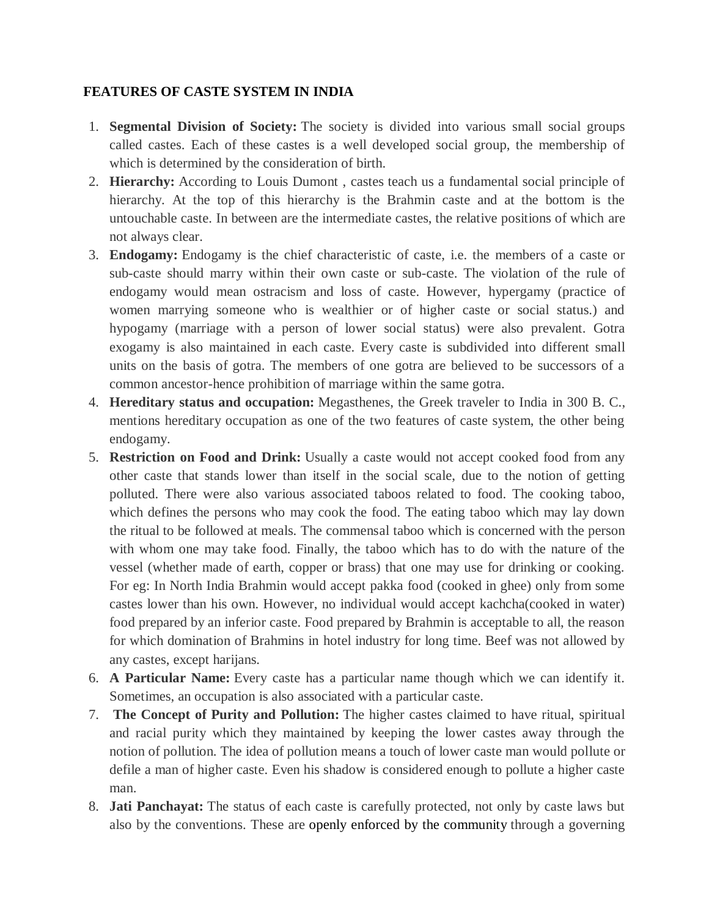**FEATURES OF CASTE SYSTEM IN INDIA**

1. **Segmental Division of Society:** The society is divided into various small social groups called castes. Each of these castes is a well developed social group, the membership of which is determined by the consideration of birth.
2. **Hierarchy:** According to Louis Dumont , castes teach us a fundamental social principle of hierarchy. At the top of this hierarchy is the Brahmin caste and at the bottom is the untouchable caste. In between are the intermediate castes, the relative positions of which are not always clear.
3. **Endogamy:** Endogamy is the chief characteristic of caste, i.e. the members of a caste or sub-caste should marry within their own caste or sub-caste. The violation of the rule of endogamy would mean ostracism and loss of caste. However, hypergamy (practice of women marrying someone who is wealthier or of higher caste or social status.) and hypogamy (marriage with a person of lower social status) were also prevalent. Gotra exogamy is also maintained in each caste. Every caste is subdivided into different small units on the basis of gotra. The members of one gotra are believed to be successors of a common ancestor-hence prohibition of marriage within the same gotra.
4. **Hereditary status and occupation:** Megasthenes, the Greek traveler to India in 300 B. C., mentions hereditary occupation as one of the two features of caste system, the other being endogamy.
5. **Restriction on Food and Drink:** Usually a caste would not accept cooked food from any other caste that stands lower than itself in the social scale, due to the notion of getting polluted. There were also various associated taboos related to food. The cooking taboo, which defines the persons who may cook the food. The eating taboo which may lay down the ritual to be followed at meals. The commensal taboo which is concerned with the person with whom one may take food. Finally, the taboo which has to do with the nature of the vessel (whether made of earth, copper or brass) that one may use for drinking or cooking. For eg: In North India Brahmin would accept pakka food (cooked in ghee) only from some castes lower than his own. However, no individual would accept kachcha(cooked in water) food prepared by an inferior caste. Food prepared by Brahmin is acceptable to all, the reason for which domination of Brahmins in hotel industry for long time. Beef was not allowed by any castes, except harijans.
6. **A Particular Name:** Every caste has a particular name though which we can identify it. Sometimes, an occupation is also associated with a particular caste.
7. **The Concept of Purity and Pollution:** The higher castes claimed to have ritual, spiritual and racial purity which they maintained by keeping the lower castes away through the notion of pollution. The idea of pollution means a touch of lower caste man would pollute or defile a man of higher caste. Even his shadow is considered enough to pollute a higher caste man.
8. **Jati Panchayat:** The status of each caste is carefully protected, not only by caste laws but also by the conventions. These are openly enforced by the community through a governing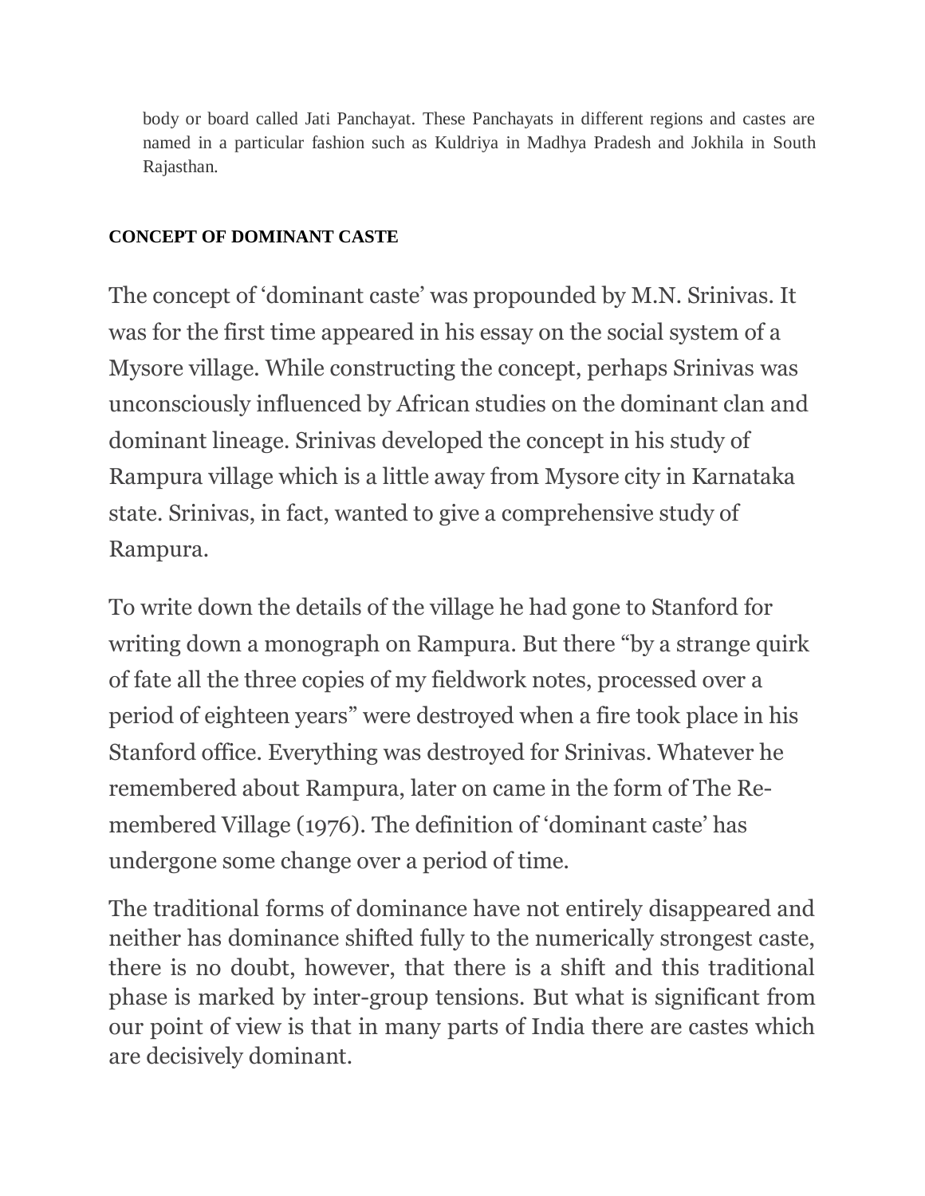body or board called Jati Panchayat. These Panchayats in different regions and castes are named in a particular fashion such as Kuldriya in Madhya Pradesh and Jokhila in South Rajasthan.

**CONCEPT OF DOMINANT CASTE**

The concept of 'dominant caste' was propounded by M.N. Srinivas. It was for the first time appeared in his essay on the social system of a Mysore village. While constructing the concept, perhaps Srinivas was unconsciously influenced by African studies on the dominant clan and dominant lineage. Srinivas developed the concept in his study of Rampura village which is a little away from Mysore city in Karnataka state. Srinivas, in fact, wanted to give a comprehensive study of Rampura.

To write down the details of the village he had gone to Stanford for writing down a monograph on Rampura. But there "by a strange quirk of fate all the three copies of my fieldwork notes, processed over a period of eighteen years" were destroyed when a fire took place in his Stanford office. Everything was destroyed for Srinivas. Whatever he remembered about Rampura, later on came in the form of The Re-membered Village (1976). The definition of 'dominant caste' has undergone some change over a period of time.

The traditional forms of dominance have not entirely disappeared and neither has dominance shifted fully to the numerically strongest caste, there is no doubt, however, that there is a shift and this traditional phase is marked by inter-group tensions. But what is significant from our point of view is that in many parts of India there are castes which are decisively dominant.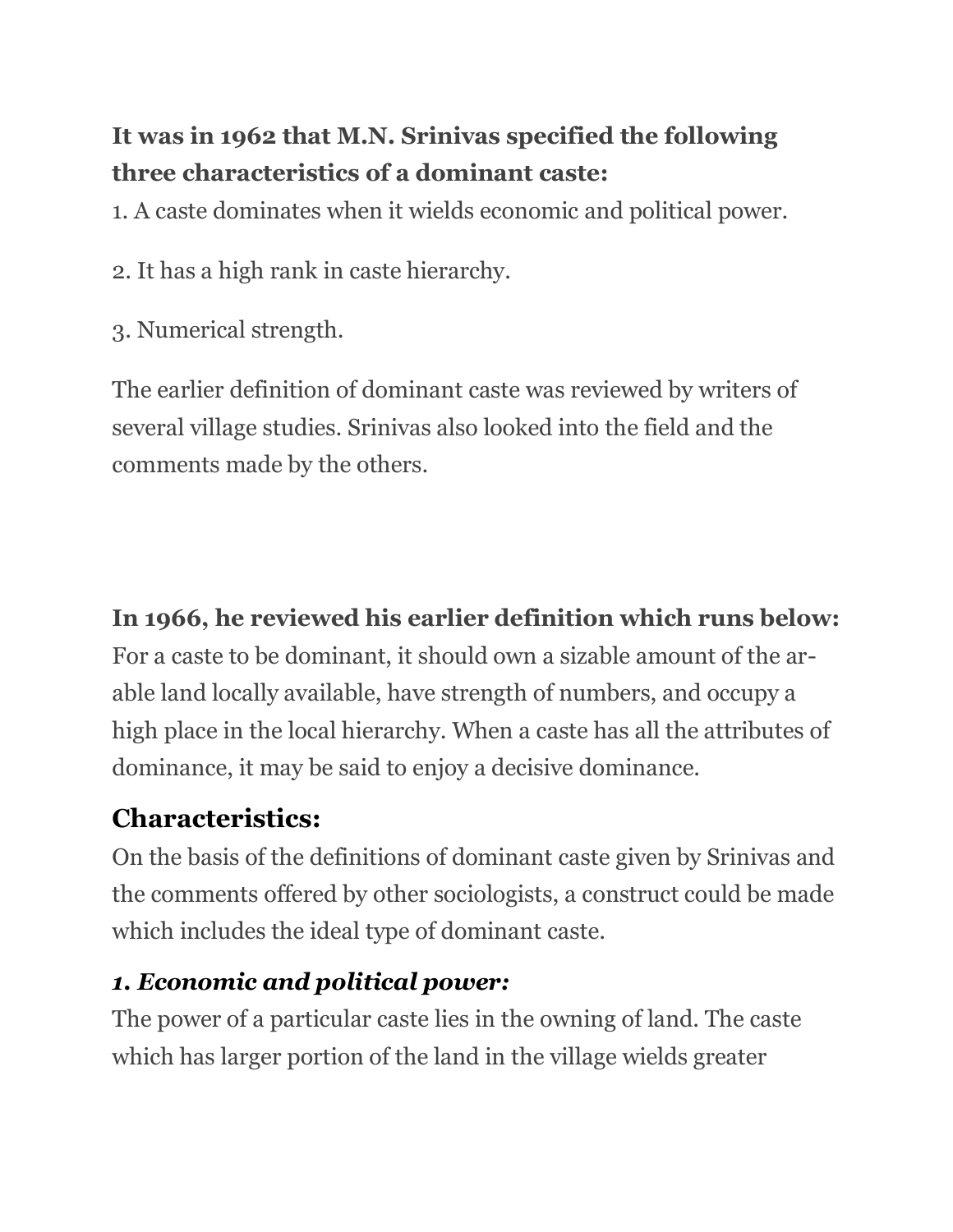**It was in 1962 that M.N. Srinivas specified the following three characteristics of a dominant caste:**

1. A caste dominates when it wields economic and political power.

2. It has a high rank in caste hierarchy.

3. Numerical strength.

The earlier definition of dominant caste was reviewed by writers of several village studies. Srinivas also looked into the field and the comments made by the others.

**In 1966, he reviewed his earlier definition which runs below:**

For a caste to be dominant, it should own a sizable amount of the arable land locally available, have strength of numbers, and occupy a high place in the local hierarchy. When a caste has all the attributes of dominance, it may be said to enjoy a decisive dominance.

## Characteristics:

On the basis of the definitions of dominant caste given by Srinivas and the comments offered by other sociologists, a construct could be made which includes the ideal type of dominant caste.

### *1. Economic and political power:*

The power of a particular caste lies in the owning of land. The caste which has larger portion of the land in the village wields greater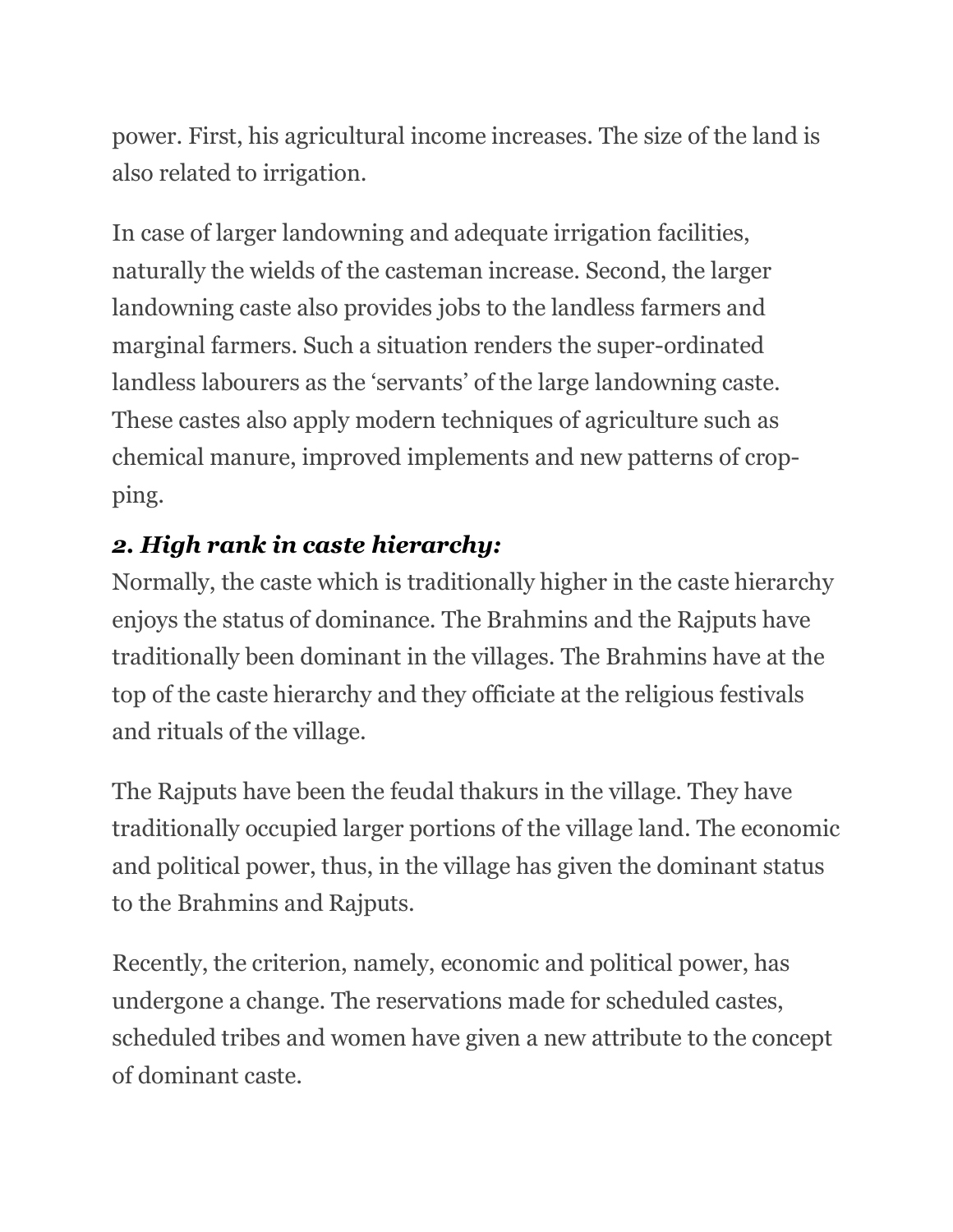power. First, his agricultural income increases. The size of the land is also related to irrigation.

In case of larger landowning and adequate irrigation facilities, naturally the wields of the casteman increase. Second, the larger landowning caste also provides jobs to the landless farmers and marginal farmers. Such a situation renders the super-ordinated landless labourers as the 'servants' of the large landowning caste. These castes also apply modern techniques of agriculture such as chemical manure, improved implements and new patterns of cropping.

***2. High rank in caste hierarchy:***

Normally, the caste which is traditionally higher in the caste hierarchy enjoys the status of dominance. The Brahmins and the Rajputs have traditionally been dominant in the villages. The Brahmins have at the top of the caste hierarchy and they officiate at the religious festivals and rituals of the village.

The Rajputs have been the feudal thakurs in the village. They have traditionally occupied larger portions of the village land. The economic and political power, thus, in the village has given the dominant status to the Brahmins and Rajputs.

Recently, the criterion, namely, economic and political power, has undergone a change. The reservations made for scheduled castes, scheduled tribes and women have given a new attribute to the concept of dominant caste.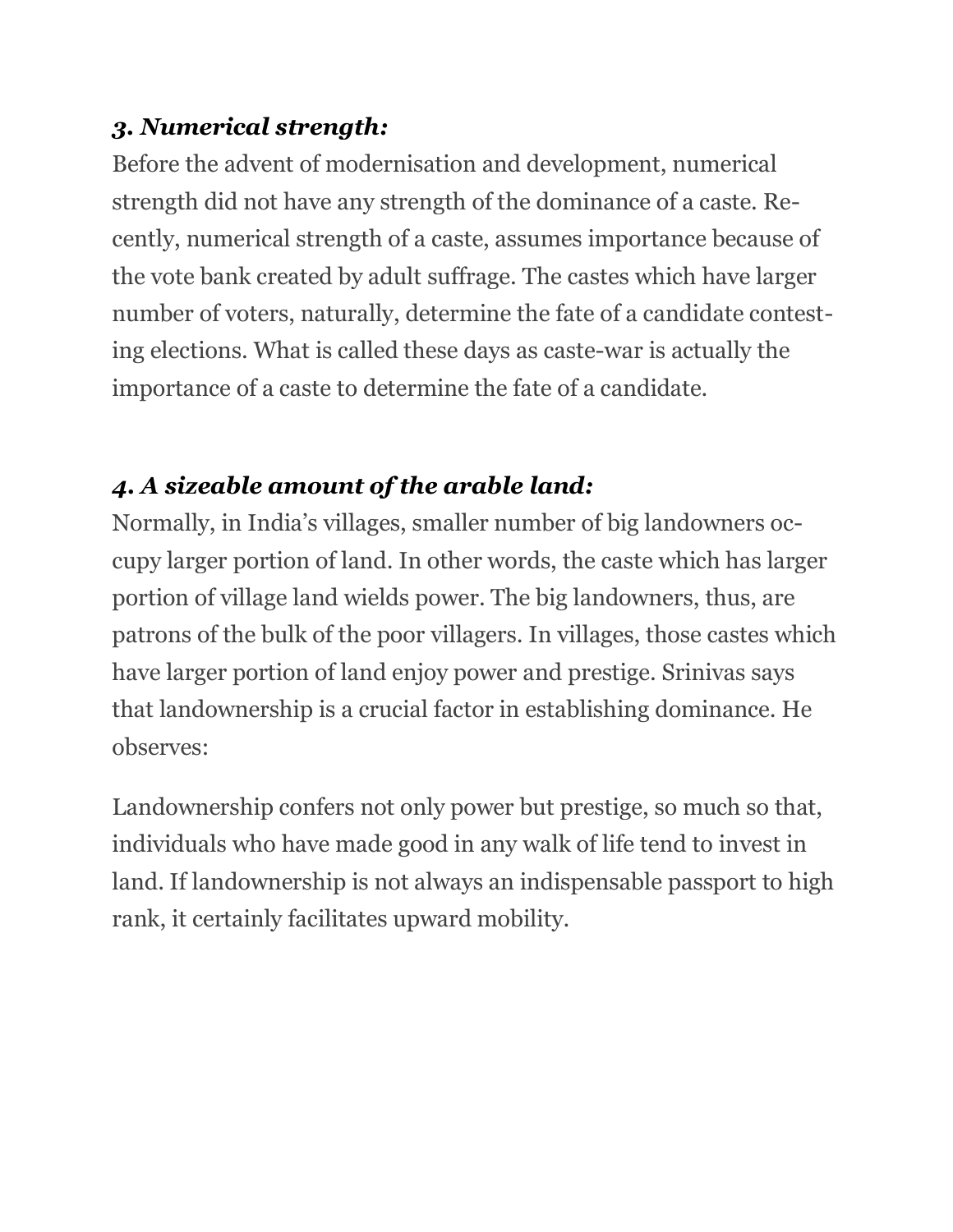### *3. Numerical strength:*

Before the advent of modernisation and development, numerical strength did not have any strength of the dominance of a caste. Recently, numerical strength of a caste, assumes importance because of the vote bank created by adult suffrage. The castes which have larger number of voters, naturally, determine the fate of a candidate contesting elections. What is called these days as caste-war is actually the importance of a caste to determine the fate of a candidate.

### *4. A sizeable amount of the arable land:*

Normally, in India's villages, smaller number of big landowners occupy larger portion of land. In other words, the caste which has larger portion of village land wields power. The big landowners, thus, are patrons of the bulk of the poor villagers. In villages, those castes which have larger portion of land enjoy power and prestige. Srinivas says that landownership is a crucial factor in establishing dominance. He observes:

Landownership confers not only power but prestige, so much so that, individuals who have made good in any walk of life tend to invest in land. If landownership is not always an indispensable passport to high rank, it certainly facilitates upward mobility.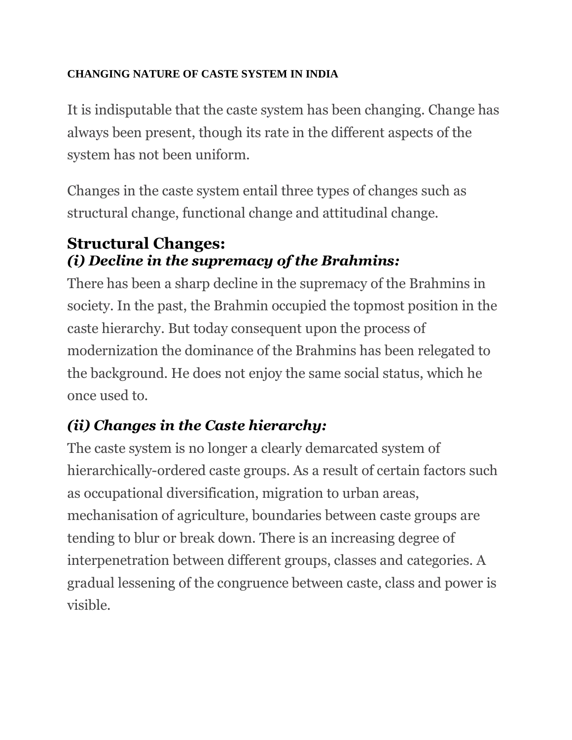**CHANGING NATURE OF CASTE SYSTEM IN INDIA**

It is indisputable that the caste system has been changing. Change has always been present, though its rate in the different aspects of the system has not been uniform.

Changes in the caste system entail three types of changes such as structural change, functional change and attitudinal change.

## Structural Changes:

### *(i) Decline in the supremacy of the Brahmins:*

There has been a sharp decline in the supremacy of the Brahmins in society. In the past, the Brahmin occupied the topmost position in the caste hierarchy. But today consequent upon the process of modernization the dominance of the Brahmins has been relegated to the background. He does not enjoy the same social status, which he once used to.

### *(ii) Changes in the Caste hierarchy:*

The caste system is no longer a clearly demarcated system of hierarchically-ordered caste groups. As a result of certain factors such as occupational diversification, migration to urban areas, mechanisation of agriculture, boundaries between caste groups are tending to blur or break down. There is an increasing degree of interpenetration between different groups, classes and categories. A gradual lessening of the congruence between caste, class and power is visible.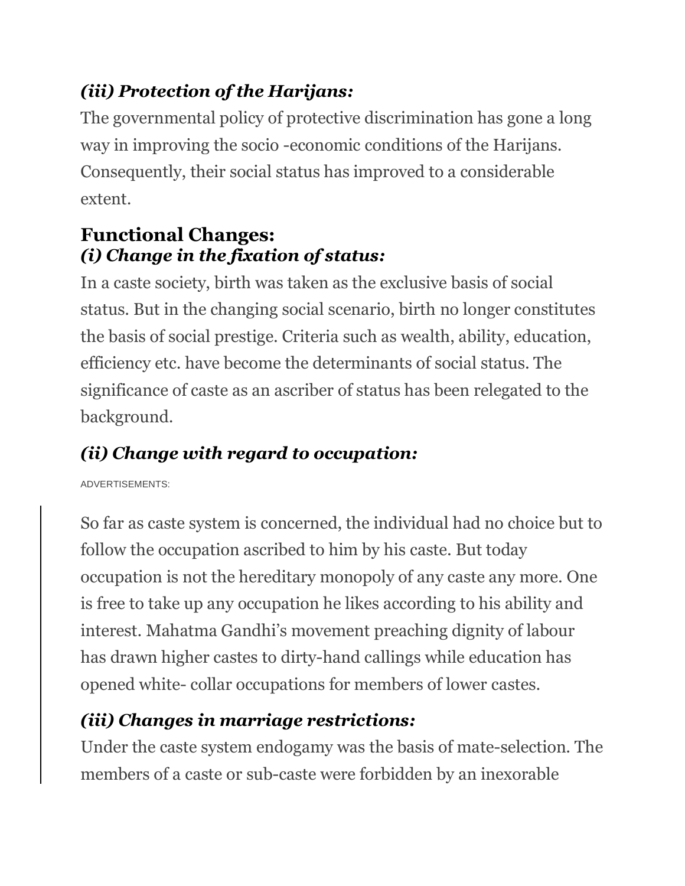### *(iii) Protection of the Harijans:*

The governmental policy of protective discrimination has gone a long way in improving the socio -economic conditions of the Harijans. Consequently, their social status has improved to a considerable extent.

## Functional Changes:

### *(i) Change in the fixation of status:*

In a caste society, birth was taken as the exclusive basis of social status. But in the changing social scenario, birth no longer constitutes the basis of social prestige. Criteria such as wealth, ability, education, efficiency etc. have become the determinants of social status. The significance of caste as an ascriber of status has been relegated to the background.

### *(ii) Change with regard to occupation:*

ADVERTISEMENTS:

So far as caste system is concerned, the individual had no choice but to follow the occupation ascribed to him by his caste. But today occupation is not the hereditary monopoly of any caste any more. One is free to take up any occupation he likes according to his ability and interest. Mahatma Gandhi's movement preaching dignity of labour has drawn higher castes to dirty-hand callings while education has opened white- collar occupations for members of lower castes.

### *(iii) Changes in marriage restrictions:*

Under the caste system endogamy was the basis of mate-selection. The members of a caste or sub-caste were forbidden by an inexorable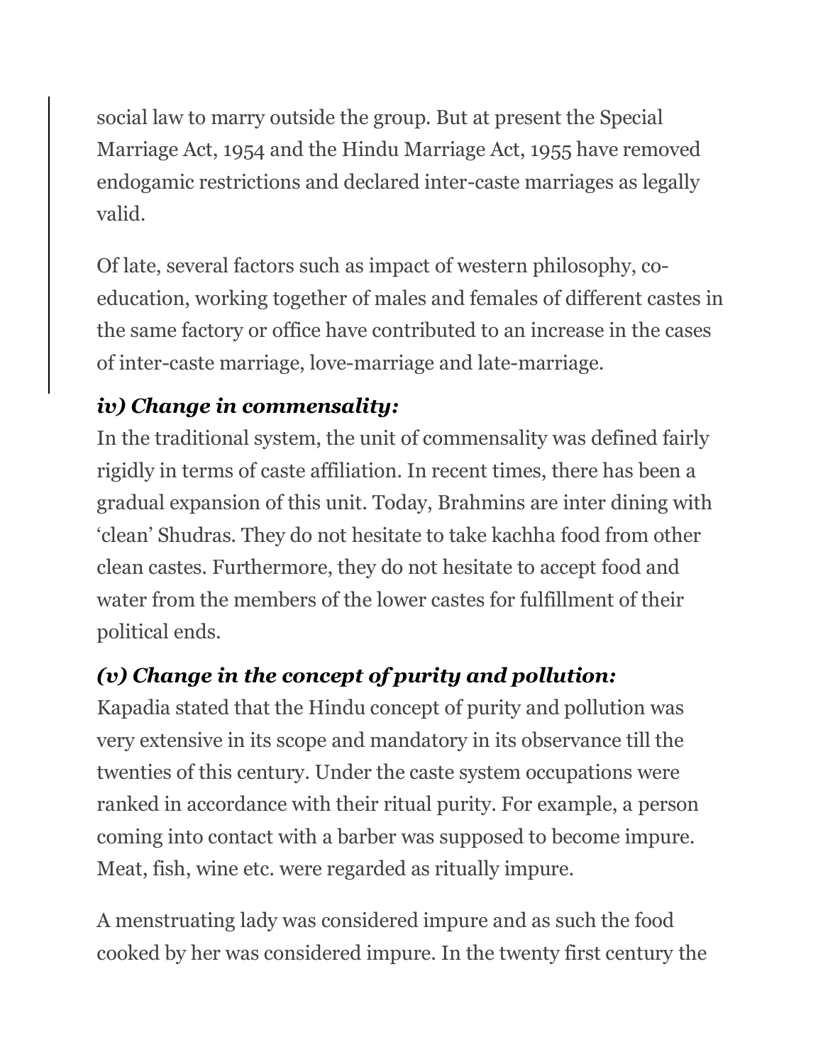social law to marry outside the group. But at present the Special Marriage Act, 1954 and the Hindu Marriage Act, 1955 have removed endogamic restrictions and declared inter-caste marriages as legally valid.

Of late, several factors such as impact of western philosophy, co-education, working together of males and females of different castes in the same factory or office have contributed to an increase in the cases of inter-caste marriage, love-marriage and late-marriage.

***iv) Change in commensality:***

In the traditional system, the unit of commensality was defined fairly rigidly in terms of caste affiliation. In recent times, there has been a gradual expansion of this unit. Today, Brahmins are inter dining with 'clean' Shudras. They do not hesitate to take kachha food from other clean castes. Furthermore, they do not hesitate to accept food and water from the members of the lower castes for fulfillment of their political ends.

***(v) Change in the concept of purity and pollution:***

Kapadia stated that the Hindu concept of purity and pollution was very extensive in its scope and mandatory in its observance till the twenties of this century. Under the caste system occupations were ranked in accordance with their ritual purity. For example, a person coming into contact with a barber was supposed to become impure. Meat, fish, wine etc. were regarded as ritually impure.

A menstruating lady was considered impure and as such the food cooked by her was considered impure. In the twenty first century the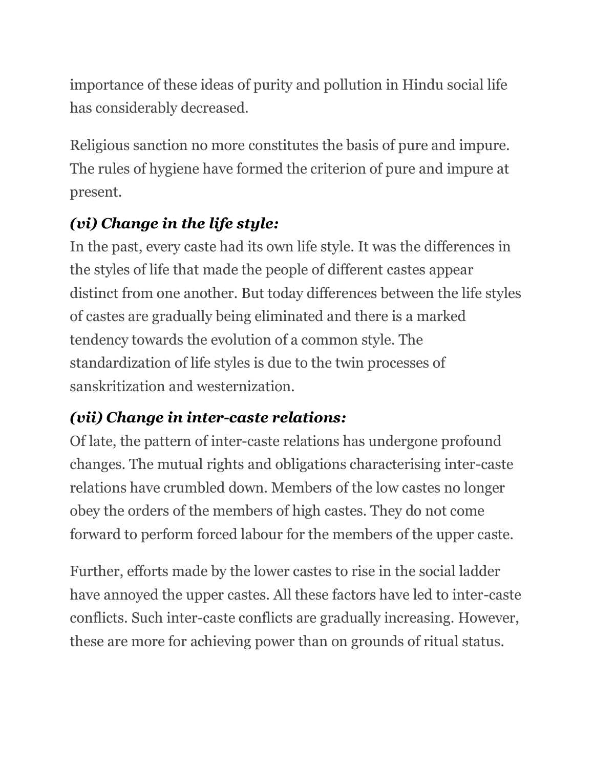importance of these ideas of purity and pollution in Hindu social life has considerably decreased.

Religious sanction no more constitutes the basis of pure and impure. The rules of hygiene have formed the criterion of pure and impure at present.

### *(vi) Change in the life style:*

In the past, every caste had its own life style. It was the differences in the styles of life that made the people of different castes appear distinct from one another. But today differences between the life styles of castes are gradually being eliminated and there is a marked tendency towards the evolution of a common style. The standardization of life styles is due to the twin processes of sanskritization and westernization.

### *(vii) Change in inter-caste relations:*

Of late, the pattern of inter-caste relations has undergone profound changes. The mutual rights and obligations characterising inter-caste relations have crumbled down. Members of the low castes no longer obey the orders of the members of high castes. They do not come forward to perform forced labour for the members of the upper caste.

Further, efforts made by the lower castes to rise in the social ladder have annoyed the upper castes. All these factors have led to inter-caste conflicts. Such inter-caste conflicts are gradually increasing. However, these are more for achieving power than on grounds of ritual status.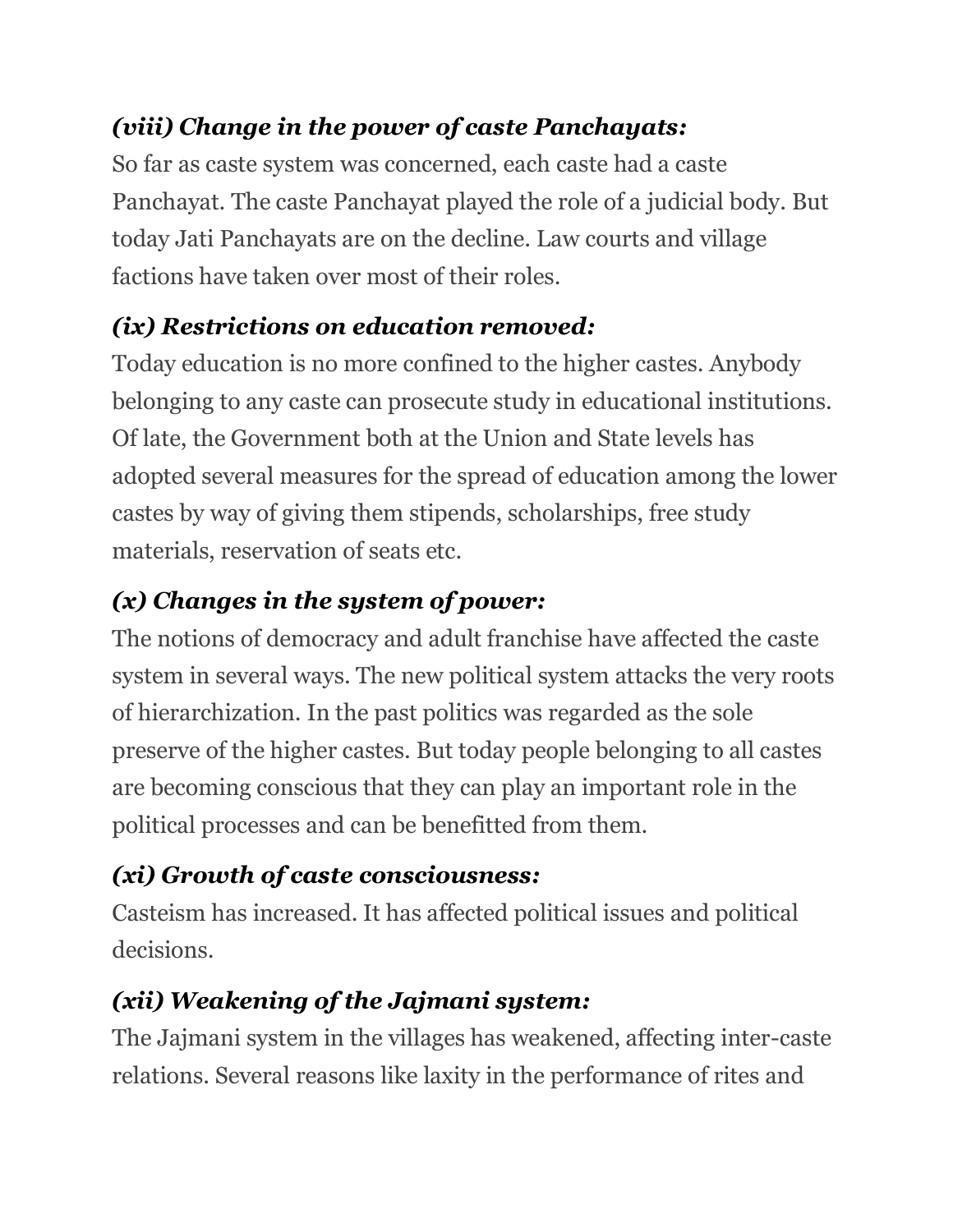### *(viii) Change in the power of caste Panchayats:*

So far as caste system was concerned, each caste had a caste Panchayat. The caste Panchayat played the role of a judicial body. But today Jati Panchayats are on the decline. Law courts and village factions have taken over most of their roles.

### *(ix) Restrictions on education removed:*

Today education is no more confined to the higher castes. Anybody belonging to any caste can prosecute study in educational institutions. Of late, the Government both at the Union and State levels has adopted several measures for the spread of education among the lower castes by way of giving them stipends, scholarships, free study materials, reservation of seats etc.

### *(x) Changes in the system of power:*

The notions of democracy and adult franchise have affected the caste system in several ways. The new political system attacks the very roots of hierarchization. In the past politics was regarded as the sole preserve of the higher castes. But today people belonging to all castes are becoming conscious that they can play an important role in the political processes and can be benefitted from them.

### *(xi) Growth of caste consciousness:*

Casteism has increased. It has affected political issues and political decisions.

### *(xii) Weakening of the Jajmani system:*

The Jajmani system in the villages has weakened, affecting inter-caste relations. Several reasons like laxity in the performance of rites and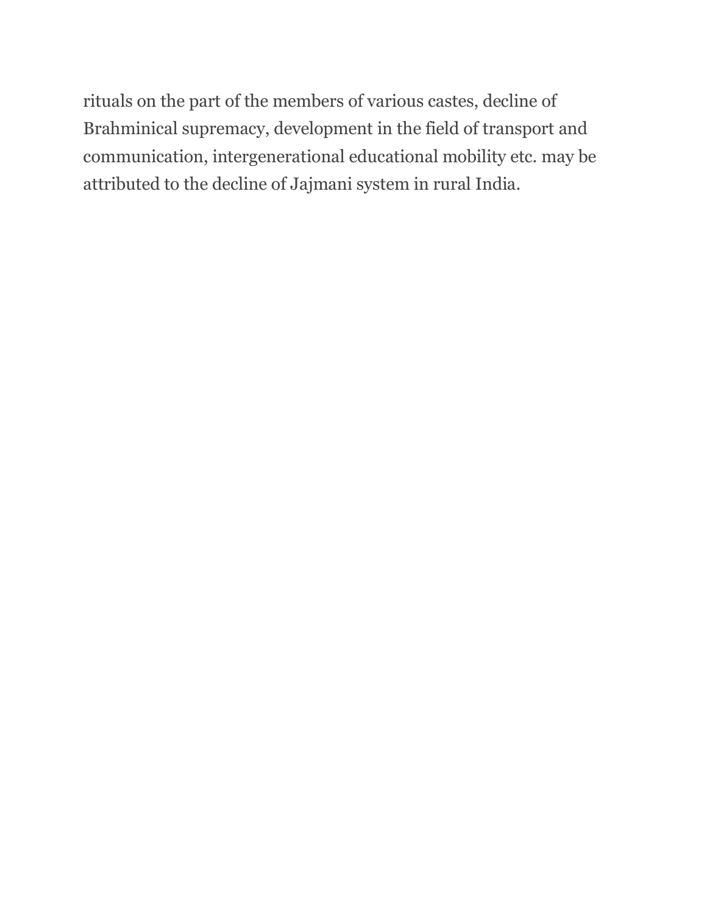rituals on the part of the members of various castes, decline of Brahminical supremacy, development in the field of transport and communication, intergenerational educational mobility etc. may be attributed to the decline of Jajmani system in rural India.